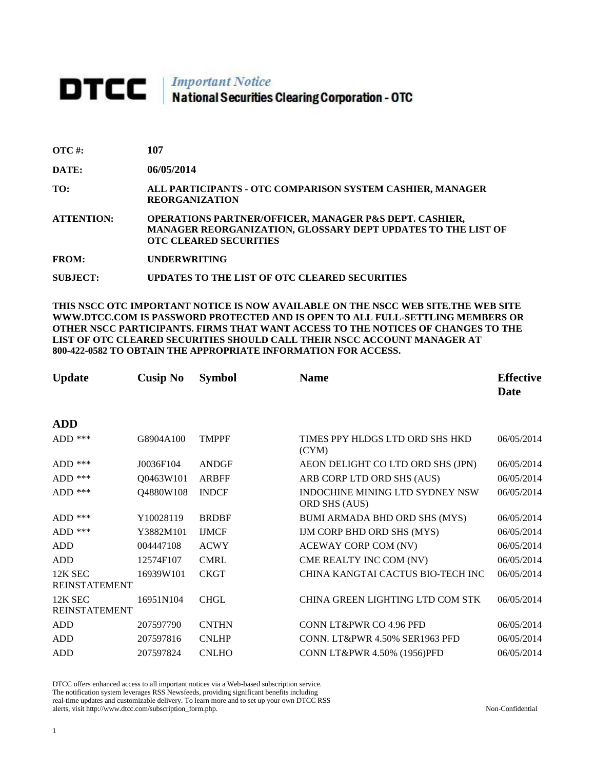# DTCC | *Important Notice* National Securities Clearing Corporation - OTC

**OTC #:** 107

**DATE:** 06/05/2014

**TO:** ALL PARTICIPANTS - OTC COMPARISON SYSTEM CASHIER, MANAGER REORGANIZATION

**ATTENTION:** OPERATIONS PARTNER/OFFICER, MANAGER P&S DEPT. CASHIER, MANAGER REORGANIZATION, GLOSSARY DEPT UPDATES TO THE LIST OF OTC CLEARED SECURITIES

**FROM:** UNDERWRITING

**SUBJECT:** UPDATES TO THE LIST OF OTC CLEARED SECURITIES

**THIS NSCC OTC IMPORTANT NOTICE IS NOW AVAILABLE ON THE NSCC WEB SITE.THE WEB SITE WWW.DTCC.COM IS PASSWORD PROTECTED AND IS OPEN TO ALL FULL-SETTLING MEMBERS OR OTHER NSCC PARTICIPANTS. FIRMS THAT WANT ACCESS TO THE NOTICES OF CHANGES TO THE LIST OF OTC CLEARED SECURITIES SHOULD CALL THEIR NSCC ACCOUNT MANAGER AT 800-422-0582 TO OBTAIN THE APPROPRIATE INFORMATION FOR ACCESS.**

| Update | Cusip No | Symbol | Name | Effective Date |
|---|---|---|---|---|
| **ADD** | | | | |
| ADD *** | G8904A100 | TMPPF | TIMES PPY HLDGS LTD ORD SHS HKD (CYM) | 06/05/2014 |
| ADD *** | J0036F104 | ANDGF | AEON DELIGHT CO LTD ORD SHS (JPN) | 06/05/2014 |
| ADD *** | Q0463W101 | ARBFF | ARB CORP LTD ORD SHS (AUS) | 06/05/2014 |
| ADD *** | Q4880W108 | INDCF | INDOCHINE MINING LTD SYDNEY NSW ORD SHS (AUS) | 06/05/2014 |
| ADD *** | Y10028119 | BRDBF | BUMI ARMADA BHD ORD SHS (MYS) | 06/05/2014 |
| ADD *** | Y3882M101 | IJMCF | IJM CORP BHD ORD SHS (MYS) | 06/05/2014 |
| ADD | 004447108 | ACWY | ACEWAY CORP COM (NV) | 06/05/2014 |
| ADD | 12574F107 | CMRL | CME REALTY INC COM (NV) | 06/05/2014 |
| 12K SEC REINSTATEMENT | 16939W101 | CKGT | CHINA KANGTAI CACTUS BIO-TECH INC | 06/05/2014 |
| 12K SEC REINSTATEMENT | 16951N104 | CHGL | CHINA GREEN LIGHTING LTD COM STK | 06/05/2014 |
| ADD | 207597790 | CNTHN | CONN LT&PWR CO 4.96 PFD | 06/05/2014 |
| ADD | 207597816 | CNLHP | CONN. LT&PWR 4.50% SER1963 PFD | 06/05/2014 |
| ADD | 207597824 | CNLHO | CONN LT&PWR 4.50% (1956)PFD | 06/05/2014 |

DTCC offers enhanced access to all important notices via a Web-based subscription service. The notification system leverages RSS Newsfeeds, providing significant benefits including real-time updates and customizable delivery. To learn more and to set up your own DTCC RSS alerts, visit http://www.dtcc.com/subscription_form.php.

Non-Confidential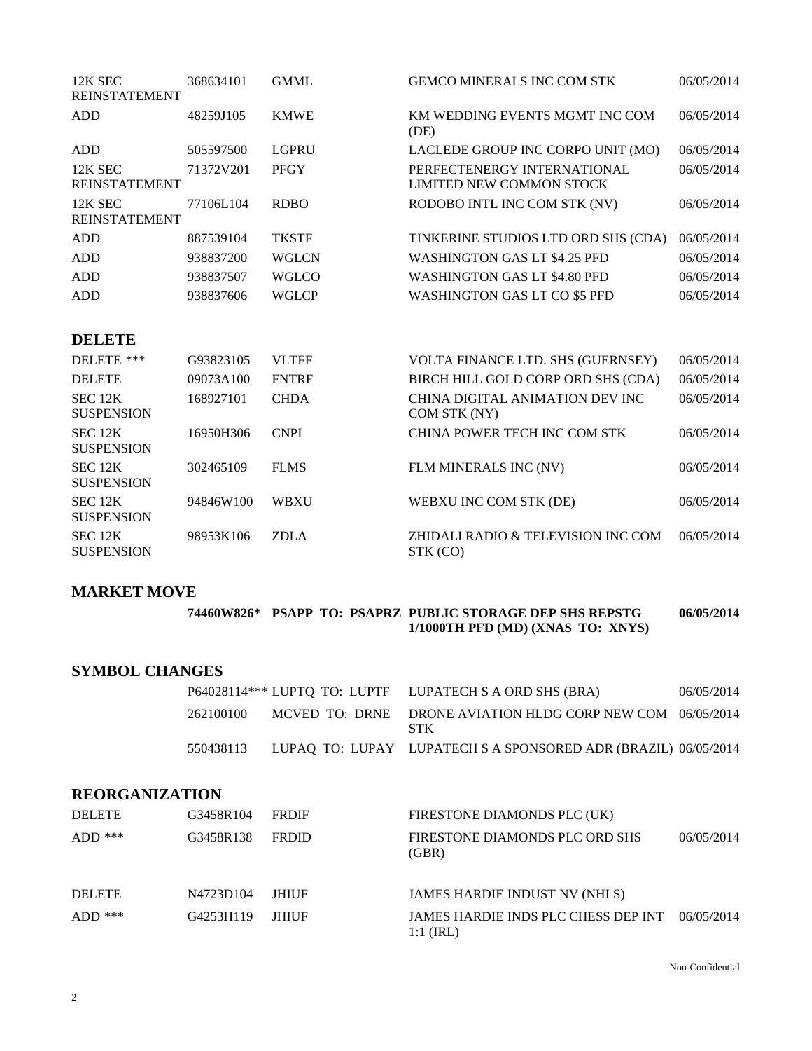| | | | | |
|---|---|---|---|---|
| 12K SEC REINSTATEMENT | 368634101 | GMML | GEMCO MINERALS INC COM STK | 06/05/2014 |
| ADD | 48259J105 | KMWE | KM WEDDING EVENTS MGMT INC COM (DE) | 06/05/2014 |
| ADD | 505597500 | LGPRU | LACLEDE GROUP INC CORPO UNIT (MO) | 06/05/2014 |
| 12K SEC REINSTATEMENT | 71372V201 | PFGY | PERFECTENERGY INTERNATIONAL LIMITED NEW COMMON STOCK | 06/05/2014 |
| 12K SEC REINSTATEMENT | 77106L104 | RDBO | RODOBO INTL INC COM STK (NV) | 06/05/2014 |
| ADD | 887539104 | TKSTF | TINKERINE STUDIOS LTD ORD SHS (CDA) | 06/05/2014 |
| ADD | 938837200 | WGLCN | WASHINGTON GAS LT $4.25 PFD | 06/05/2014 |
| ADD | 938837507 | WGLCO | WASHINGTON GAS LT $4.80 PFD | 06/05/2014 |
| ADD | 938837606 | WGLCP | WASHINGTON GAS LT CO $5 PFD | 06/05/2014 |

## DELETE

| | | | | |
|---|---|---|---|---|
| DELETE *** | G93823105 | VLTFF | VOLTA FINANCE LTD. SHS (GUERNSEY) | 06/05/2014 |
| DELETE | 09073A100 | FNTRF | BIRCH HILL GOLD CORP ORD SHS (CDA) | 06/05/2014 |
| SEC 12K SUSPENSION | 168927101 | CHDA | CHINA DIGITAL ANIMATION DEV INC COM STK (NY) | 06/05/2014 |
| SEC 12K SUSPENSION | 16950H306 | CNPI | CHINA POWER TECH INC COM STK | 06/05/2014 |
| SEC 12K SUSPENSION | 302465109 | FLMS | FLM MINERALS INC (NV) | 06/05/2014 |
| SEC 12K SUSPENSION | 94846W100 | WBXU | WEBXU INC COM STK (DE) | 06/05/2014 |
| SEC 12K SUSPENSION | 98953K106 | ZDLA | ZHIDALI RADIO & TELEVISION INC COM STK (CO) | 06/05/2014 |

## MARKET MOVE

| | | | |
|---|---|---|---|
| **74460W826*** | **PSAPP TO: PSAPRZ** | **PUBLIC STORAGE DEP SHS REPSTG 1/1000TH PFD (MD) (XNAS TO: XNYS)** | **06/05/2014** |

## SYMBOL CHANGES

| | | | |
|---|---|---|---|
| P64028114*** | LUPTQ TO: LUPTF | LUPATECH S A ORD SHS (BRA) | 06/05/2014 |
| 262100100 | MCVED TO: DRNE | DRONE AVIATION HLDG CORP NEW COM STK | 06/05/2014 |
| 550438113 | LUPAQ TO: LUPAY | LUPATECH S A SPONSORED ADR (BRAZIL) | 06/05/2014 |

## REORGANIZATION

| | | | | |
|---|---|---|---|---|
| DELETE | G3458R104 | FRDIF | FIRESTONE DIAMONDS PLC (UK) | |
| ADD *** | G3458R138 | FRDID | FIRESTONE DIAMONDS PLC ORD SHS (GBR) | 06/05/2014 |
| DELETE | N4723D104 | JHIUF | JAMES HARDIE INDUST NV (NHLS) | |
| ADD *** | G4253H119 | JHIUF | JAMES HARDIE INDS PLC CHESS DEP INT 1:1 (IRL) | 06/05/2014 |

Non-Confidential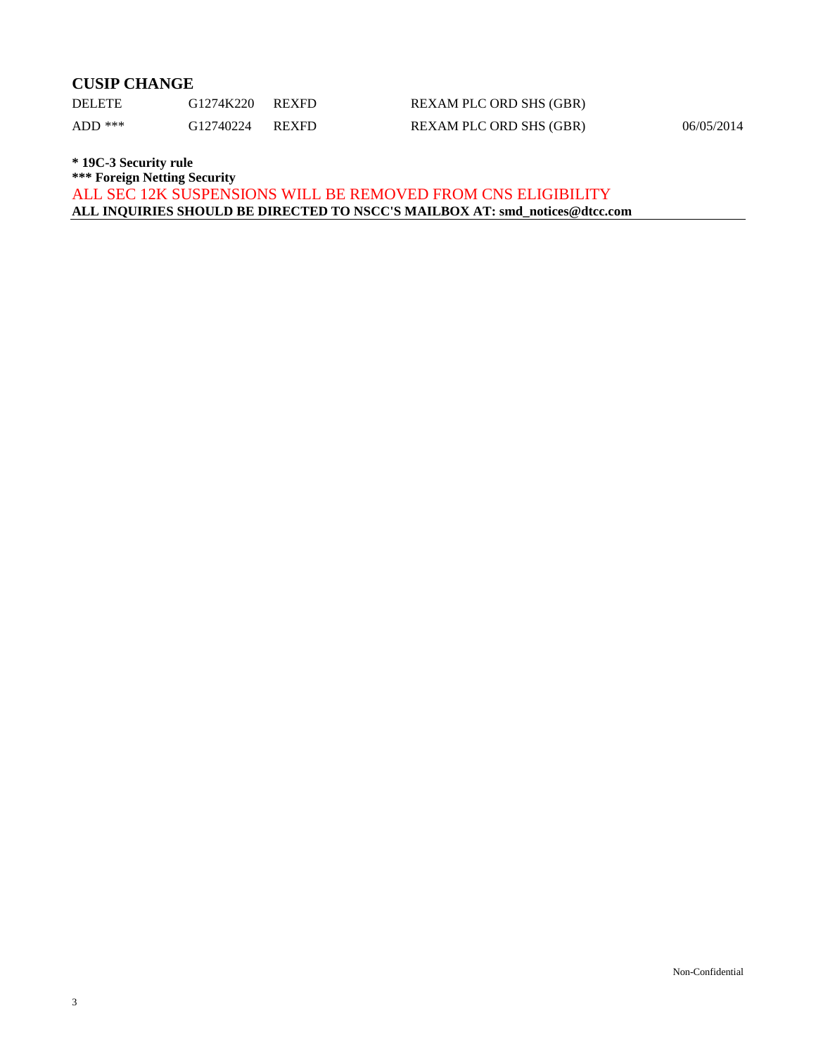## CUSIP CHANGE

| | | | | |
|---|---|---|---|---|
| DELETE | G1274K220 | REXFD | REXAM PLC ORD SHS (GBR) | |
| ADD *** | G12740224 | REXFD | REXAM PLC ORD SHS (GBR) | 06/05/2014 |

**\* 19C-3 Security rule**
**\*\*\* Foreign Netting Security**

ALL SEC 12K SUSPENSIONS WILL BE REMOVED FROM CNS ELIGIBILITY

**ALL INQUIRIES SHOULD BE DIRECTED TO NSCC'S MAILBOX AT: smd_notices@dtcc.com**

Non-Confidential